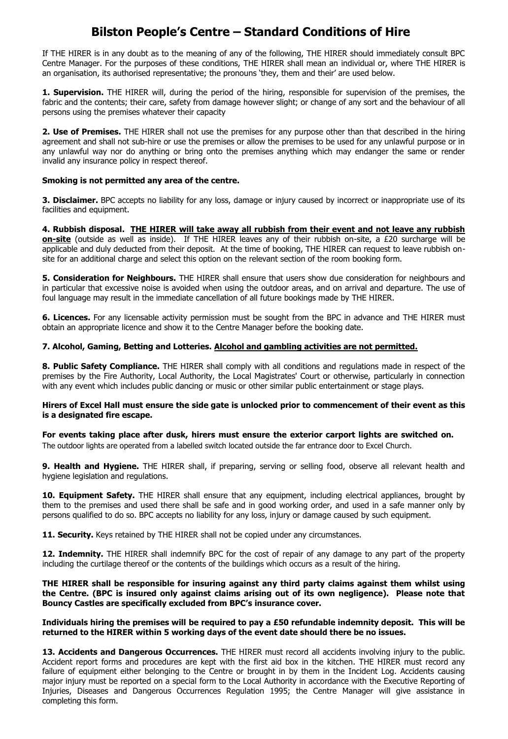# Bilston People's Centre – Standard Conditions of Hire

If THE HIRER is in any doubt as to the meaning of any of the following, THE HIRER should immediately consult BPC Centre Manager. For the purposes of these conditions, THE HIRER shall mean an individual or, where THE HIRER is an organisation, its authorised representative; the pronouns 'they, them and their' are used below.

**1. Supervision.** THE HIRER will, during the period of the hiring, responsible for supervision of the premises, the fabric and the contents; their care, safety from damage however slight; or change of any sort and the behaviour of all persons using the premises whatever their capacity

**2. Use of Premises.** THE HIRER shall not use the premises for any purpose other than that described in the hiring agreement and shall not sub-hire or use the premises or allow the premises to be used for any unlawful purpose or in any unlawful way nor do anything or bring onto the premises anything which may endanger the same or render invalid any insurance policy in respect thereof.

**Smoking is not permitted any area of the centre.**

**3. Disclaimer.** BPC accepts no liability for any loss, damage or injury caused by incorrect or inappropriate use of its facilities and equipment.

**4. Rubbish disposal.** **THE HIRER will take away all rubbish from their event and not leave any rubbish on-site** (outside as well as inside). If THE HIRER leaves any of their rubbish on-site, a £20 surcharge will be applicable and duly deducted from their deposit. At the time of booking, THE HIRER can request to leave rubbish on-site for an additional charge and select this option on the relevant section of the room booking form.

**5. Consideration for Neighbours.** THE HIRER shall ensure that users show due consideration for neighbours and in particular that excessive noise is avoided when using the outdoor areas, and on arrival and departure. The use of foul language may result in the immediate cancellation of all future bookings made by THE HIRER.

**6. Licences.** For any licensable activity permission must be sought from the BPC in advance and THE HIRER must obtain an appropriate licence and show it to the Centre Manager before the booking date.

**7. Alcohol, Gaming, Betting and Lotteries. Alcohol and gambling activities are not permitted.**

**8. Public Safety Compliance.** THE HIRER shall comply with all conditions and regulations made in respect of the premises by the Fire Authority, Local Authority, the Local Magistrates' Court or otherwise, particularly in connection with any event which includes public dancing or music or other similar public entertainment or stage plays.

**Hirers of Excel Hall must ensure the side gate is unlocked prior to commencement of their event as this is a designated fire escape.**

**For events taking place after dusk, hirers must ensure the exterior carport lights are switched on.**
The outdoor lights are operated from a labelled switch located outside the far entrance door to Excel Church.

**9. Health and Hygiene.** THE HIRER shall, if preparing, serving or selling food, observe all relevant health and hygiene legislation and regulations.

**10. Equipment Safety.** THE HIRER shall ensure that any equipment, including electrical appliances, brought by them to the premises and used there shall be safe and in good working order, and used in a safe manner only by persons qualified to do so. BPC accepts no liability for any loss, injury or damage caused by such equipment.

**11. Security.** Keys retained by THE HIRER shall not be copied under any circumstances.

**12. Indemnity.** THE HIRER shall indemnify BPC for the cost of repair of any damage to any part of the property including the curtilage thereof or the contents of the buildings which occurs as a result of the hiring.

**THE HIRER shall be responsible for insuring against any third party claims against them whilst using the Centre. (BPC is insured only against claims arising out of its own negligence). Please note that Bouncy Castles are specifically excluded from BPC's insurance cover.**

**Individuals hiring the premises will be required to pay a £50 refundable indemnity deposit. This will be returned to the HIRER within 5 working days of the event date should there be no issues.**

**13. Accidents and Dangerous Occurrences.** THE HIRER must record all accidents involving injury to the public. Accident report forms and procedures are kept with the first aid box in the kitchen. THE HIRER must record any failure of equipment either belonging to the Centre or brought in by them in the Incident Log. Accidents causing major injury must be reported on a special form to the Local Authority in accordance with the Executive Reporting of Injuries, Diseases and Dangerous Occurrences Regulation 1995; the Centre Manager will give assistance in completing this form.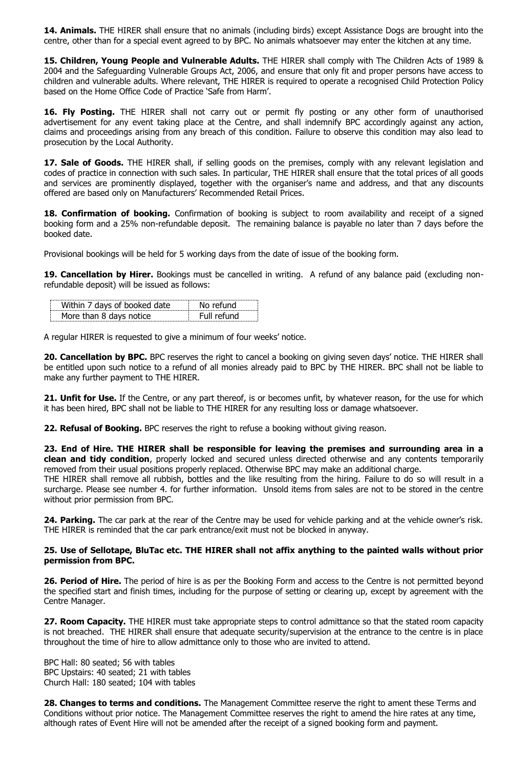**14. Animals.** THE HIRER shall ensure that no animals (including birds) except Assistance Dogs are brought into the centre, other than for a special event agreed to by BPC. No animals whatsoever may enter the kitchen at any time.

**15. Children, Young People and Vulnerable Adults.** THE HIRER shall comply with The Children Acts of 1989 & 2004 and the Safeguarding Vulnerable Groups Act, 2006, and ensure that only fit and proper persons have access to children and vulnerable adults. Where relevant, THE HIRER is required to operate a recognised Child Protection Policy based on the Home Office Code of Practice 'Safe from Harm'.

**16. Fly Posting.** THE HIRER shall not carry out or permit fly posting or any other form of unauthorised advertisement for any event taking place at the Centre, and shall indemnify BPC accordingly against any action, claims and proceedings arising from any breach of this condition. Failure to observe this condition may also lead to prosecution by the Local Authority.

**17. Sale of Goods.** THE HIRER shall, if selling goods on the premises, comply with any relevant legislation and codes of practice in connection with such sales. In particular, THE HIRER shall ensure that the total prices of all goods and services are prominently displayed, together with the organiser's name and address, and that any discounts offered are based only on Manufacturers' Recommended Retail Prices.

**18. Confirmation of booking.** Confirmation of booking is subject to room availability and receipt of a signed booking form and a 25% non-refundable deposit. The remaining balance is payable no later than 7 days before the booked date.

Provisional bookings will be held for 5 working days from the date of issue of the booking form.

**19. Cancellation by Hirer.** Bookings must be cancelled in writing. A refund of any balance paid (excluding non-refundable deposit) will be issued as follows:

| | |
|---|---|
| Within 7 days of booked date | No refund |
| More than 8 days notice | Full refund |

A regular HIRER is requested to give a minimum of four weeks' notice.

**20. Cancellation by BPC.** BPC reserves the right to cancel a booking on giving seven days' notice. THE HIRER shall be entitled upon such notice to a refund of all monies already paid to BPC by THE HIRER. BPC shall not be liable to make any further payment to THE HIRER.

**21. Unfit for Use.** If the Centre, or any part thereof, is or becomes unfit, by whatever reason, for the use for which it has been hired, BPC shall not be liable to THE HIRER for any resulting loss or damage whatsoever.

**22. Refusal of Booking.** BPC reserves the right to refuse a booking without giving reason.

**23. End of Hire. THE HIRER shall be responsible for leaving the premises and surrounding area in a clean and tidy condition**, properly locked and secured unless directed otherwise and any contents temporarily removed from their usual positions properly replaced. Otherwise BPC may make an additional charge.
THE HIRER shall remove all rubbish, bottles and the like resulting from the hiring. Failure to do so will result in a surcharge. Please see number 4. for further information. Unsold items from sales are not to be stored in the centre without prior permission from BPC.

**24. Parking.** The car park at the rear of the Centre may be used for vehicle parking and at the vehicle owner's risk. THE HIRER is reminded that the car park entrance/exit must not be blocked in anyway.

**25. Use of Sellotape, BluTac etc. THE HIRER shall not affix anything to the painted walls without prior permission from BPC.**

**26. Period of Hire.** The period of hire is as per the Booking Form and access to the Centre is not permitted beyond the specified start and finish times, including for the purpose of setting or clearing up, except by agreement with the Centre Manager.

**27. Room Capacity.** THE HIRER must take appropriate steps to control admittance so that the stated room capacity is not breached. THE HIRER shall ensure that adequate security/supervision at the entrance to the centre is in place throughout the time of hire to allow admittance only to those who are invited to attend.

BPC Hall: 80 seated; 56 with tables
BPC Upstairs: 40 seated; 21 with tables
Church Hall: 180 seated; 104 with tables

**28. Changes to terms and conditions.** The Management Committee reserve the right to ament these Terms and Conditions without prior notice. The Management Committee reserves the right to amend the hire rates at any time, although rates of Event Hire will not be amended after the receipt of a signed booking form and payment.